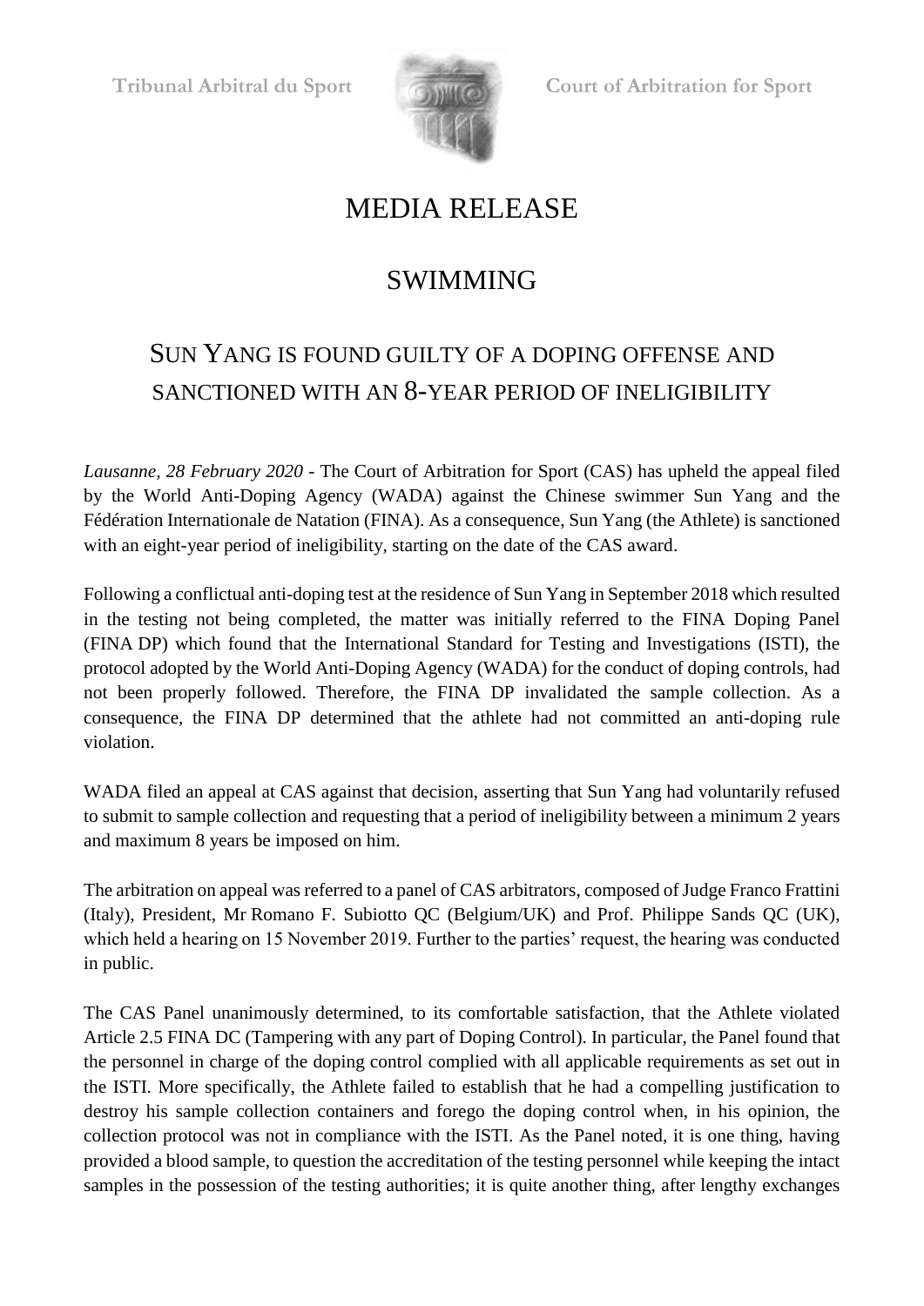Tribunal Arbitral du Sport Court of Arbitration for Sport

# MEDIA RELEASE

## SWIMMING

## SUN YANG IS FOUND GUILTY OF A DOPING OFFENSE AND SANCTIONED WITH AN 8-YEAR PERIOD OF INELIGIBILITY

*Lausanne, 28 February 2020* - The Court of Arbitration for Sport (CAS) has upheld the appeal filed by the World Anti-Doping Agency (WADA) against the Chinese swimmer Sun Yang and the Fédération Internationale de Natation (FINA). As a consequence, Sun Yang (the Athlete) is sanctioned with an eight-year period of ineligibility, starting on the date of the CAS award.

Following a conflictual anti-doping test at the residence of Sun Yang in September 2018 which resulted in the testing not being completed, the matter was initially referred to the FINA Doping Panel (FINA DP) which found that the International Standard for Testing and Investigations (ISTI), the protocol adopted by the World Anti-Doping Agency (WADA) for the conduct of doping controls, had not been properly followed. Therefore, the FINA DP invalidated the sample collection. As a consequence, the FINA DP determined that the athlete had not committed an anti-doping rule violation.

WADA filed an appeal at CAS against that decision, asserting that Sun Yang had voluntarily refused to submit to sample collection and requesting that a period of ineligibility between a minimum 2 years and maximum 8 years be imposed on him.

The arbitration on appeal was referred to a panel of CAS arbitrators, composed of Judge Franco Frattini (Italy), President, Mr Romano F. Subiotto QC (Belgium/UK) and Prof. Philippe Sands QC (UK), which held a hearing on 15 November 2019. Further to the parties' request, the hearing was conducted in public.

The CAS Panel unanimously determined, to its comfortable satisfaction, that the Athlete violated Article 2.5 FINA DC (Tampering with any part of Doping Control). In particular, the Panel found that the personnel in charge of the doping control complied with all applicable requirements as set out in the ISTI. More specifically, the Athlete failed to establish that he had a compelling justification to destroy his sample collection containers and forego the doping control when, in his opinion, the collection protocol was not in compliance with the ISTI. As the Panel noted, it is one thing, having provided a blood sample, to question the accreditation of the testing personnel while keeping the intact samples in the possession of the testing authorities; it is quite another thing, after lengthy exchanges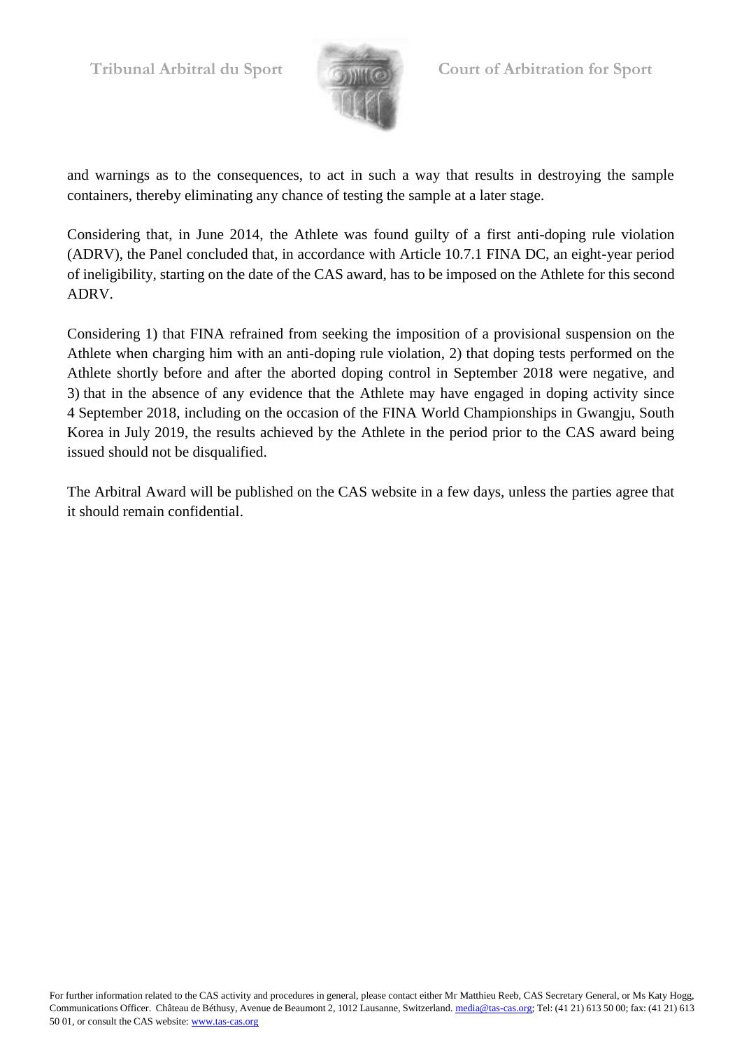and warnings as to the consequences, to act in such a way that results in destroying the sample containers, thereby eliminating any chance of testing the sample at a later stage.

Considering that, in June 2014, the Athlete was found guilty of a first anti-doping rule violation (ADRV), the Panel concluded that, in accordance with Article 10.7.1 FINA DC, an eight-year period of ineligibility, starting on the date of the CAS award, has to be imposed on the Athlete for this second ADRV.

Considering 1) that FINA refrained from seeking the imposition of a provisional suspension on the Athlete when charging him with an anti-doping rule violation, 2) that doping tests performed on the Athlete shortly before and after the aborted doping control in September 2018 were negative, and 3) that in the absence of any evidence that the Athlete may have engaged in doping activity since 4 September 2018, including on the occasion of the FINA World Championships in Gwangju, South Korea in July 2019, the results achieved by the Athlete in the period prior to the CAS award being issued should not be disqualified.

The Arbitral Award will be published on the CAS website in a few days, unless the parties agree that it should remain confidential.

For further information related to the CAS activity and procedures in general, please contact either Mr Matthieu Reeb, CAS Secretary General, or Ms Katy Hogg, Communications Officer. Château de Béthusy, Avenue de Beaumont 2, 1012 Lausanne, Switzerland. media@tas-cas.org; Tel: (41 21) 613 50 00; fax: (41 21) 613 50 01, or consult the CAS website: www.tas-cas.org